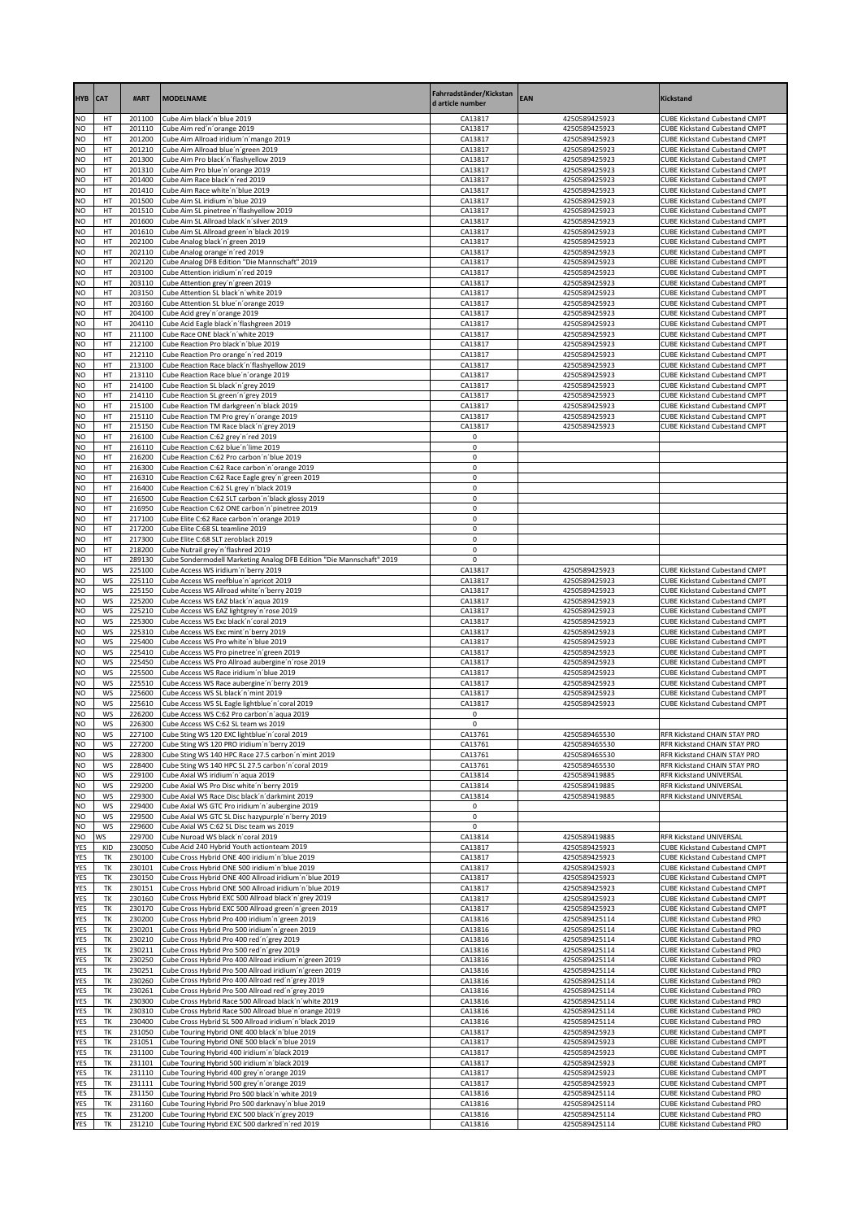| HYB | CAT | #ART | MODELNAME | Fahrradständer/Kickstand article number | EAN | Kickstand |
|---|---|---|---|---|---|---|
| NO | HT | 201100 | Cube Aim black´n´blue 2019 | CA13817 | 4250589425923 | CUBE Kickstand Cubestand CMPT |
| NO | HT | 201110 | Cube Aim red´n´orange 2019 | CA13817 | 4250589425923 | CUBE Kickstand Cubestand CMPT |
| NO | HT | 201200 | Cube Aim Allroad iridium´n´mango 2019 | CA13817 | 4250589425923 | CUBE Kickstand Cubestand CMPT |
| NO | HT | 201210 | Cube Aim Allroad blue´n´green 2019 | CA13817 | 4250589425923 | CUBE Kickstand Cubestand CMPT |
| NO | HT | 201300 | Cube Aim Pro black´n´flashyellow 2019 | CA13817 | 4250589425923 | CUBE Kickstand Cubestand CMPT |
| NO | HT | 201310 | Cube Aim Pro blue´n´orange 2019 | CA13817 | 4250589425923 | CUBE Kickstand Cubestand CMPT |
| NO | HT | 201400 | Cube Aim Race black´n´red 2019 | CA13817 | 4250589425923 | CUBE Kickstand Cubestand CMPT |
| NO | HT | 201410 | Cube Aim Race white´n´blue 2019 | CA13817 | 4250589425923 | CUBE Kickstand Cubestand CMPT |
| NO | HT | 201500 | Cube Aim SL iridium´n´blue 2019 | CA13817 | 4250589425923 | CUBE Kickstand Cubestand CMPT |
| NO | HT | 201510 | Cube Aim SL pinetree´n´flashyellow 2019 | CA13817 | 4250589425923 | CUBE Kickstand Cubestand CMPT |
| NO | HT | 201600 | Cube Aim SL Allroad black´n´silver 2019 | CA13817 | 4250589425923 | CUBE Kickstand Cubestand CMPT |
| NO | HT | 201610 | Cube Aim SL Allroad green´n´black 2019 | CA13817 | 4250589425923 | CUBE Kickstand Cubestand CMPT |
| NO | HT | 202100 | Cube Analog black´n´green 2019 | CA13817 | 4250589425923 | CUBE Kickstand Cubestand CMPT |
| NO | HT | 202110 | Cube Analog orange´n´red 2019 | CA13817 | 4250589425923 | CUBE Kickstand Cubestand CMPT |
| NO | HT | 202120 | Cube Analog DFB Edition "Die Mannschaft" 2019 | CA13817 | 4250589425923 | CUBE Kickstand Cubestand CMPT |
| NO | HT | 203100 | Cube Attention iridium´n´red 2019 | CA13817 | 4250589425923 | CUBE Kickstand Cubestand CMPT |
| NO | HT | 203110 | Cube Attention grey´n´green 2019 | CA13817 | 4250589425923 | CUBE Kickstand Cubestand CMPT |
| NO | HT | 203150 | Cube Attention SL black´n´white 2019 | CA13817 | 4250589425923 | CUBE Kickstand Cubestand CMPT |
| NO | HT | 203160 | Cube Attention SL blue´n´orange 2019 | CA13817 | 4250589425923 | CUBE Kickstand Cubestand CMPT |
| NO | HT | 204100 | Cube Acid grey´n´orange 2019 | CA13817 | 4250589425923 | CUBE Kickstand Cubestand CMPT |
| NO | HT | 204110 | Cube Acid Eagle black´n´flashgreen 2019 | CA13817 | 4250589425923 | CUBE Kickstand Cubestand CMPT |
| NO | HT | 211100 | Cube Race ONE black´n´white 2019 | CA13817 | 4250589425923 | CUBE Kickstand Cubestand CMPT |
| NO | HT | 212100 | Cube Reaction Pro black´n´blue 2019 | CA13817 | 4250589425923 | CUBE Kickstand Cubestand CMPT |
| NO | HT | 212110 | Cube Reaction Pro orange´n´red 2019 | CA13817 | 4250589425923 | CUBE Kickstand Cubestand CMPT |
| NO | HT | 213100 | Cube Reaction Race black´n´flashyellow 2019 | CA13817 | 4250589425923 | CUBE Kickstand Cubestand CMPT |
| NO | HT | 213110 | Cube Reaction Race blue´n´orange 2019 | CA13817 | 4250589425923 | CUBE Kickstand Cubestand CMPT |
| NO | HT | 214100 | Cube Reaction SL black´n´grey 2019 | CA13817 | 4250589425923 | CUBE Kickstand Cubestand CMPT |
| NO | HT | 214110 | Cube Reaction SL green´n´grey 2019 | CA13817 | 4250589425923 | CUBE Kickstand Cubestand CMPT |
| NO | HT | 215100 | Cube Reaction TM darkgreen´n´black 2019 | CA13817 | 4250589425923 | CUBE Kickstand Cubestand CMPT |
| NO | HT | 215110 | Cube Reaction TM Pro grey´n´orange 2019 | CA13817 | 4250589425923 | CUBE Kickstand Cubestand CMPT |
| NO | HT | 215150 | Cube Reaction TM Race black´n´grey 2019 | CA13817 | 4250589425923 | CUBE Kickstand Cubestand CMPT |
| NO | HT | 216100 | Cube Reaction C:62 grey´n´red 2019 | 0 | | |
| NO | HT | 216110 | Cube Reaction C:62 blue´n´lime 2019 | 0 | | |
| NO | HT | 216200 | Cube Reaction C:62 Pro carbon´n´blue 2019 | 0 | | |
| NO | HT | 216300 | Cube Reaction C:62 Race carbon´n´orange 2019 | 0 | | |
| NO | HT | 216310 | Cube Reaction C:62 Race Eagle grey´n´green 2019 | 0 | | |
| NO | HT | 216400 | Cube Reaction C:62 SL grey´n´black 2019 | 0 | | |
| NO | HT | 216500 | Cube Reaction C:62 SLT carbon´n´black glossy 2019 | 0 | | |
| NO | HT | 216950 | Cube Reaction C:62 ONE carbon´n´pinetree 2019 | 0 | | |
| NO | HT | 217100 | Cube Elite C:62 Race carbon´n´orange 2019 | 0 | | |
| NO | HT | 217200 | Cube Elite C:68 SL teamline 2019 | 0 | | |
| NO | HT | 217300 | Cube Elite C:68 SLT zeroblack 2019 | 0 | | |
| NO | HT | 218200 | Cube Nutrail grey´n´flashred 2019 | 0 | | |
| NO | HT | 289130 | Cube Sondermodell Marketing Analog DFB Edition "Die Mannschaft" 2019 | 0 | | |
| NO | WS | 225100 | Cube Access WS iridium´n´berry 2019 | CA13817 | 4250589425923 | CUBE Kickstand Cubestand CMPT |
| NO | WS | 225110 | Cube Access WS reefblue´n´apricot 2019 | CA13817 | 4250589425923 | CUBE Kickstand Cubestand CMPT |
| NO | WS | 225150 | Cube Access WS Allroad white´n´berry 2019 | CA13817 | 4250589425923 | CUBE Kickstand Cubestand CMPT |
| NO | WS | 225200 | Cube Access WS EAZ black´n´aqua 2019 | CA13817 | 4250589425923 | CUBE Kickstand Cubestand CMPT |
| NO | WS | 225210 | Cube Access WS EAZ lightgrey´n´rose 2019 | CA13817 | 4250589425923 | CUBE Kickstand Cubestand CMPT |
| NO | WS | 225300 | Cube Access WS Exc black´n´coral 2019 | CA13817 | 4250589425923 | CUBE Kickstand Cubestand CMPT |
| NO | WS | 225310 | Cube Access WS Exc mint´n´berry 2019 | CA13817 | 4250589425923 | CUBE Kickstand Cubestand CMPT |
| NO | WS | 225400 | Cube Access WS Pro white´n´blue 2019 | CA13817 | 4250589425923 | CUBE Kickstand Cubestand CMPT |
| NO | WS | 225410 | Cube Access WS Pro pinetree´n´green 2019 | CA13817 | 4250589425923 | CUBE Kickstand Cubestand CMPT |
| NO | WS | 225450 | Cube Access WS Pro Allroad aubergine´n´rose 2019 | CA13817 | 4250589425923 | CUBE Kickstand Cubestand CMPT |
| NO | WS | 225500 | Cube Access WS Race iridium´n´blue 2019 | CA13817 | 4250589425923 | CUBE Kickstand Cubestand CMPT |
| NO | WS | 225510 | Cube Access WS Race aubergine´n´berry 2019 | CA13817 | 4250589425923 | CUBE Kickstand Cubestand CMPT |
| NO | WS | 225600 | Cube Access WS SL black´n´mint 2019 | CA13817 | 4250589425923 | CUBE Kickstand Cubestand CMPT |
| NO | WS | 225610 | Cube Access WS SL Eagle lightblue´n´coral 2019 | CA13817 | 4250589425923 | CUBE Kickstand Cubestand CMPT |
| NO | WS | 226200 | Cube Access WS C:62 Pro carbon´n´aqua 2019 | 0 | | |
| NO | WS | 226300 | Cube Access WS C:62 SL team ws 2019 | 0 | | |
| NO | WS | 227100 | Cube Sting WS 120 EXC lightblue´n´coral 2019 | CA13761 | 4250589465530 | RFR Kickstand CHAIN STAY PRO |
| NO | WS | 227200 | Cube Sting WS 120 PRO iridium´n´berry 2019 | CA13761 | 4250589465530 | RFR Kickstand CHAIN STAY PRO |
| NO | WS | 228300 | Cube Sting WS 140 HPC Race 27.5 carbon´n´mint 2019 | CA13761 | 4250589465530 | RFR Kickstand CHAIN STAY PRO |
| NO | WS | 228400 | Cube Sting WS 140 HPC SL 27.5 carbon´n´coral 2019 | CA13761 | 4250589465530 | RFR Kickstand CHAIN STAY PRO |
| NO | WS | 229100 | Cube Axial WS iridium´n´aqua 2019 | CA13814 | 4250589419885 | RFR Kickstand UNIVERSAL |
| NO | WS | 229200 | Cube Axial WS Pro Disc white´n´berry 2019 | CA13814 | 4250589419885 | RFR Kickstand UNIVERSAL |
| NO | WS | 229300 | Cube Axial WS Race Disc black´n´darkmint 2019 | CA13814 | 4250589419885 | RFR Kickstand UNIVERSAL |
| NO | WS | 229400 | Cube Axial WS GTC Pro iridium´n´aubergine 2019 | 0 | | |
| NO | WS | 229500 | Cube Axial WS GTC SL Disc hazypurple´n´berry 2019 | 0 | | |
| NO | WS | 229600 | Cube Axial WS C:62 SL Disc team ws 2019 | 0 | | |
| NO | WS | 229700 | Cube Nuroad WS black´n´coral 2019 | CA13814 | 4250589419885 | RFR Kickstand UNIVERSAL |
| YES | KID | 230050 | Cube Acid 240 Hybrid Youth actionteam 2019 | CA13817 | 4250589425923 | CUBE Kickstand Cubestand CMPT |
| YES | TK | 230100 | Cube Cross Hybrid ONE 400 iridium´n´blue 2019 | CA13817 | 4250589425923 | CUBE Kickstand Cubestand CMPT |
| YES | TK | 230101 | Cube Cross Hybrid ONE 500 iridium´n´blue 2019 | CA13817 | 4250589425923 | CUBE Kickstand Cubestand CMPT |
| YES | TK | 230150 | Cube Cross Hybrid ONE 400 Allroad iridium´n´blue 2019 | CA13817 | 4250589425923 | CUBE Kickstand Cubestand CMPT |
| YES | TK | 230151 | Cube Cross Hybrid ONE 500 Allroad iridium´n´blue 2019 | CA13817 | 4250589425923 | CUBE Kickstand Cubestand CMPT |
| YES | TK | 230160 | Cube Cross Hybrid EXC 500 Allroad black´n´grey 2019 | CA13817 | 4250589425923 | CUBE Kickstand Cubestand CMPT |
| YES | TK | 230170 | Cube Cross Hybrid EXC 500 Allroad green´n´green 2019 | CA13817 | 4250589425923 | CUBE Kickstand Cubestand CMPT |
| YES | TK | 230200 | Cube Cross Hybrid Pro 400 iridium´n´green 2019 | CA13816 | 4250589425114 | CUBE Kickstand Cubestand PRO |
| YES | TK | 230201 | Cube Cross Hybrid Pro 500 iridium´n´green 2019 | CA13816 | 4250589425114 | CUBE Kickstand Cubestand PRO |
| YES | TK | 230210 | Cube Cross Hybrid Pro 400 red´n´grey 2019 | CA13816 | 4250589425114 | CUBE Kickstand Cubestand PRO |
| YES | TK | 230211 | Cube Cross Hybrid Pro 500 red´n´grey 2019 | CA13816 | 4250589425114 | CUBE Kickstand Cubestand PRO |
| YES | TK | 230250 | Cube Cross Hybrid Pro 400 Allroad iridium´n´green 2019 | CA13816 | 4250589425114 | CUBE Kickstand Cubestand PRO |
| YES | TK | 230251 | Cube Cross Hybrid Pro 500 Allroad iridium´n´green 2019 | CA13816 | 4250589425114 | CUBE Kickstand Cubestand PRO |
| YES | TK | 230260 | Cube Cross Hybrid Pro 400 Allroad red´n´grey 2019 | CA13816 | 4250589425114 | CUBE Kickstand Cubestand PRO |
| YES | TK | 230261 | Cube Cross Hybrid Pro 500 Allroad red´n´grey 2019 | CA13816 | 4250589425114 | CUBE Kickstand Cubestand PRO |
| YES | TK | 230300 | Cube Cross Hybrid Race 500 Allroad black´n´white 2019 | CA13816 | 4250589425114 | CUBE Kickstand Cubestand PRO |
| YES | TK | 230310 | Cube Cross Hybrid Race 500 Allroad blue´n´orange 2019 | CA13816 | 4250589425114 | CUBE Kickstand Cubestand PRO |
| YES | TK | 230400 | Cube Cross Hybrid SL 500 Allroad iridium´n´black 2019 | CA13816 | 4250589425114 | CUBE Kickstand Cubestand PRO |
| YES | TK | 231050 | Cube Touring Hybrid ONE 400 black´n´blue 2019 | CA13817 | 4250589425923 | CUBE Kickstand Cubestand CMPT |
| YES | TK | 231051 | Cube Touring Hybrid ONE 500 black´n´blue 2019 | CA13817 | 4250589425923 | CUBE Kickstand Cubestand CMPT |
| YES | TK | 231100 | Cube Touring Hybrid 400 iridium´n´black 2019 | CA13817 | 4250589425923 | CUBE Kickstand Cubestand CMPT |
| YES | TK | 231101 | Cube Touring Hybrid 500 iridium´n´black 2019 | CA13817 | 4250589425923 | CUBE Kickstand Cubestand CMPT |
| YES | TK | 231110 | Cube Touring Hybrid 400 grey´n´orange 2019 | CA13817 | 4250589425923 | CUBE Kickstand Cubestand CMPT |
| YES | TK | 231111 | Cube Touring Hybrid 500 grey´n´orange 2019 | CA13817 | 4250589425923 | CUBE Kickstand Cubestand CMPT |
| YES | TK | 231150 | Cube Touring Hybrid Pro 500 black´n´white 2019 | CA13816 | 4250589425114 | CUBE Kickstand Cubestand PRO |
| YES | TK | 231160 | Cube Touring Hybrid Pro 500 darknavy´n´blue 2019 | CA13816 | 4250589425114 | CUBE Kickstand Cubestand PRO |
| YES | TK | 231200 | Cube Touring Hybrid EXC 500 black´n´grey 2019 | CA13816 | 4250589425114 | CUBE Kickstand Cubestand PRO |
| YES | TK | 231210 | Cube Touring Hybrid EXC 500 darkred´n´red 2019 | CA13816 | 4250589425114 | CUBE Kickstand Cubestand PRO |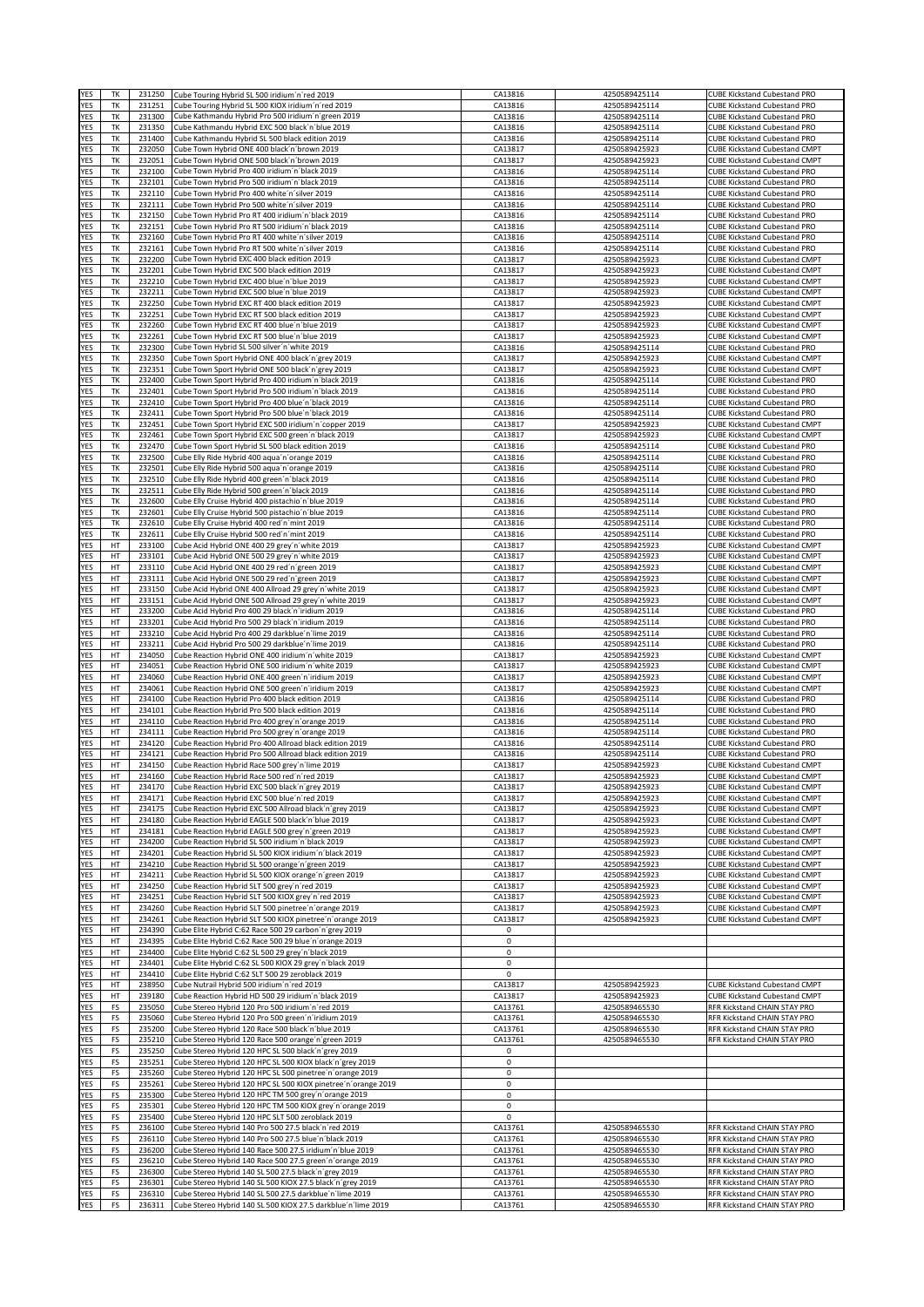| YES | TK | 231250 | Cube Touring Hybrid SL 500 iridium´n´red 2019 | CA13816 | 4250589425114 | CUBE Kickstand Cubestand PRO |
|---|---|---|---|---|---|---|
| YES | TK | 231251 | Cube Touring Hybrid SL 500 KIOX iridium´n´red 2019 | CA13816 | 4250589425114 | CUBE Kickstand Cubestand PRO |
| YES | TK | 231300 | Cube Kathmandu Hybrid Pro 500 iridium´n´green 2019 | CA13816 | 4250589425114 | CUBE Kickstand Cubestand PRO |
| YES | TK | 231350 | Cube Kathmandu Hybrid EXC 500 black´n´blue 2019 | CA13816 | 4250589425114 | CUBE Kickstand Cubestand PRO |
| YES | TK | 231400 | Cube Kathmandu Hybrid SL 500 black edition 2019 | CA13816 | 4250589425114 | CUBE Kickstand Cubestand PRO |
| YES | TK | 232050 | Cube Town Hybrid ONE 400 black´n´brown 2019 | CA13817 | 4250589425923 | CUBE Kickstand Cubestand CMPT |
| YES | TK | 232051 | Cube Town Hybrid ONE 500 black´n´brown 2019 | CA13817 | 4250589425923 | CUBE Kickstand Cubestand CMPT |
| YES | TK | 232100 | Cube Town Hybrid Pro 400 iridium´n´black 2019 | CA13816 | 4250589425114 | CUBE Kickstand Cubestand PRO |
| YES | TK | 232101 | Cube Town Hybrid Pro 500 iridium´n´black 2019 | CA13816 | 4250589425114 | CUBE Kickstand Cubestand PRO |
| YES | TK | 232110 | Cube Town Hybrid Pro 400 white´n´silver 2019 | CA13816 | 4250589425114 | CUBE Kickstand Cubestand PRO |
| YES | TK | 232111 | Cube Town Hybrid Pro 500 white´n´silver 2019 | CA13816 | 4250589425114 | CUBE Kickstand Cubestand PRO |
| YES | TK | 232150 | Cube Town Hybrid Pro RT 400 iridium´n´black 2019 | CA13816 | 4250589425114 | CUBE Kickstand Cubestand PRO |
| YES | TK | 232151 | Cube Town Hybrid Pro RT 500 iridium´n´black 2019 | CA13816 | 4250589425114 | CUBE Kickstand Cubestand PRO |
| YES | TK | 232160 | Cube Town Hybrid Pro RT 400 white´n´silver 2019 | CA13816 | 4250589425114 | CUBE Kickstand Cubestand PRO |
| YES | TK | 232161 | Cube Town Hybrid Pro RT 500 white´n´silver 2019 | CA13816 | 4250589425114 | CUBE Kickstand Cubestand PRO |
| YES | TK | 232200 | Cube Town Hybrid EXC 400 black edition 2019 | CA13817 | 4250589425923 | CUBE Kickstand Cubestand CMPT |
| YES | TK | 232201 | Cube Town Hybrid EXC 500 black edition 2019 | CA13817 | 4250589425923 | CUBE Kickstand Cubestand CMPT |
| YES | TK | 232210 | Cube Town Hybrid EXC 400 blue´n´blue 2019 | CA13817 | 4250589425923 | CUBE Kickstand Cubestand CMPT |
| YES | TK | 232211 | Cube Town Hybrid EXC 500 blue´n´blue 2019 | CA13817 | 4250589425923 | CUBE Kickstand Cubestand CMPT |
| YES | TK | 232250 | Cube Town Hybrid EXC RT 400 black edition 2019 | CA13817 | 4250589425923 | CUBE Kickstand Cubestand CMPT |
| YES | TK | 232251 | Cube Town Hybrid EXC RT 500 black edition 2019 | CA13817 | 4250589425923 | CUBE Kickstand Cubestand CMPT |
| YES | TK | 232260 | Cube Town Hybrid EXC RT 400 blue´n´blue 2019 | CA13817 | 4250589425923 | CUBE Kickstand Cubestand CMPT |
| YES | TK | 232261 | Cube Town Hybrid EXC RT 500 blue´n´blue 2019 | CA13817 | 4250589425923 | CUBE Kickstand Cubestand CMPT |
| YES | TK | 232300 | Cube Town Hybrid SL 500 silver´n´white 2019 | CA13816 | 4250589425114 | CUBE Kickstand Cubestand PRO |
| YES | TK | 232350 | Cube Town Sport Hybrid ONE 400 black´n´grey 2019 | CA13817 | 4250589425923 | CUBE Kickstand Cubestand CMPT |
| YES | TK | 232351 | Cube Town Sport Hybrid ONE 500 black´n´grey 2019 | CA13817 | 4250589425923 | CUBE Kickstand Cubestand CMPT |
| YES | TK | 232400 | Cube Town Sport Hybrid Pro 400 iridium´n´black 2019 | CA13816 | 4250589425114 | CUBE Kickstand Cubestand PRO |
| YES | TK | 232401 | Cube Town Sport Hybrid Pro 500 iridium´n´black 2019 | CA13816 | 4250589425114 | CUBE Kickstand Cubestand PRO |
| YES | TK | 232410 | Cube Town Sport Hybrid Pro 400 blue´n´black 2019 | CA13816 | 4250589425114 | CUBE Kickstand Cubestand PRO |
| YES | TK | 232411 | Cube Town Sport Hybrid Pro 500 blue´n´black 2019 | CA13816 | 4250589425114 | CUBE Kickstand Cubestand PRO |
| YES | TK | 232451 | Cube Town Sport Hybrid EXC 500 iridium´n´copper 2019 | CA13817 | 4250589425923 | CUBE Kickstand Cubestand CMPT |
| YES | TK | 232461 | Cube Town Sport Hybrid EXC 500 green´n´black 2019 | CA13817 | 4250589425923 | CUBE Kickstand Cubestand CMPT |
| YES | TK | 232470 | Cube Town Sport Hybrid SL 500 black edition 2019 | CA13816 | 4250589425114 | CUBE Kickstand Cubestand PRO |
| YES | TK | 232500 | Cube Elly Ride Hybrid 400 aqua´n´orange 2019 | CA13816 | 4250589425114 | CUBE Kickstand Cubestand PRO |
| YES | TK | 232501 | Cube Elly Ride Hybrid 500 aqua´n´orange 2019 | CA13816 | 4250589425114 | CUBE Kickstand Cubestand PRO |
| YES | TK | 232510 | Cube Elly Ride Hybrid 400 green´n´black 2019 | CA13816 | 4250589425114 | CUBE Kickstand Cubestand PRO |
| YES | TK | 232511 | Cube Elly Ride Hybrid 500 green´n´black 2019 | CA13816 | 4250589425114 | CUBE Kickstand Cubestand PRO |
| YES | TK | 232600 | Cube Elly Cruise Hybrid 400 pistachio´n´blue 2019 | CA13816 | 4250589425114 | CUBE Kickstand Cubestand PRO |
| YES | TK | 232601 | Cube Elly Cruise Hybrid 500 pistachio´n´blue 2019 | CA13816 | 4250589425114 | CUBE Kickstand Cubestand PRO |
| YES | TK | 232610 | Cube Elly Cruise Hybrid 400 red´n´mint 2019 | CA13816 | 4250589425114 | CUBE Kickstand Cubestand PRO |
| YES | TK | 232611 | Cube Elly Cruise Hybrid 500 red´n´mint 2019 | CA13816 | 4250589425114 | CUBE Kickstand Cubestand PRO |
| YES | HT | 233100 | Cube Acid Hybrid ONE 400 29 grey´n´white 2019 | CA13817 | 4250589425923 | CUBE Kickstand Cubestand CMPT |
| YES | HT | 233101 | Cube Acid Hybrid ONE 500 29 grey´n´white 2019 | CA13817 | 4250589425923 | CUBE Kickstand Cubestand CMPT |
| YES | HT | 233110 | Cube Acid Hybrid ONE 400 29 red´n´green 2019 | CA13817 | 4250589425923 | CUBE Kickstand Cubestand CMPT |
| YES | HT | 233111 | Cube Acid Hybrid ONE 500 29 red´n´green 2019 | CA13817 | 4250589425923 | CUBE Kickstand Cubestand CMPT |
| YES | HT | 233150 | Cube Acid Hybrid ONE 400 Allroad 29 grey´n´white 2019 | CA13817 | 4250589425923 | CUBE Kickstand Cubestand CMPT |
| YES | HT | 233151 | Cube Acid Hybrid ONE 500 Allroad 29 grey´n´white 2019 | CA13817 | 4250589425923 | CUBE Kickstand Cubestand CMPT |
| YES | HT | 233200 | Cube Acid Hybrid Pro 400 29 black´n´iridium 2019 | CA13816 | 4250589425114 | CUBE Kickstand Cubestand PRO |
| YES | HT | 233201 | Cube Acid Hybrid Pro 500 29 black´n´iridium 2019 | CA13816 | 4250589425114 | CUBE Kickstand Cubestand PRO |
| YES | HT | 233210 | Cube Acid Hybrid Pro 400 29 darkblue´n´lime 2019 | CA13816 | 4250589425114 | CUBE Kickstand Cubestand PRO |
| YES | HT | 233211 | Cube Acid Hybrid Pro 500 29 darkblue´n´lime 2019 | CA13816 | 4250589425114 | CUBE Kickstand Cubestand PRO |
| YES | HT | 234050 | Cube Reaction Hybrid ONE 400 iridium´n´white 2019 | CA13817 | 4250589425923 | CUBE Kickstand Cubestand CMPT |
| YES | HT | 234051 | Cube Reaction Hybrid ONE 500 iridium´n´white 2019 | CA13817 | 4250589425923 | CUBE Kickstand Cubestand CMPT |
| YES | HT | 234060 | Cube Reaction Hybrid ONE 400 green´n´iridium 2019 | CA13817 | 4250589425923 | CUBE Kickstand Cubestand CMPT |
| YES | HT | 234061 | Cube Reaction Hybrid ONE 500 green´n´iridium 2019 | CA13817 | 4250589425923 | CUBE Kickstand Cubestand CMPT |
| YES | HT | 234100 | Cube Reaction Hybrid Pro 400 black edition 2019 | CA13816 | 4250589425114 | CUBE Kickstand Cubestand PRO |
| YES | HT | 234101 | Cube Reaction Hybrid Pro 500 black edition 2019 | CA13816 | 4250589425114 | CUBE Kickstand Cubestand PRO |
| YES | HT | 234110 | Cube Reaction Hybrid Pro 400 grey´n´orange 2019 | CA13816 | 4250589425114 | CUBE Kickstand Cubestand PRO |
| YES | HT | 234111 | Cube Reaction Hybrid Pro 500 grey´n´orange 2019 | CA13816 | 4250589425114 | CUBE Kickstand Cubestand PRO |
| YES | HT | 234120 | Cube Reaction Hybrid Pro 400 Allroad black edition 2019 | CA13816 | 4250589425114 | CUBE Kickstand Cubestand PRO |
| YES | HT | 234121 | Cube Reaction Hybrid Pro 500 Allroad black edition 2019 | CA13816 | 4250589425114 | CUBE Kickstand Cubestand PRO |
| YES | HT | 234150 | Cube Reaction Hybrid Race 500 grey´n´lime 2019 | CA13817 | 4250589425923 | CUBE Kickstand Cubestand CMPT |
| YES | HT | 234160 | Cube Reaction Hybrid Race 500 red´n´red 2019 | CA13817 | 4250589425923 | CUBE Kickstand Cubestand CMPT |
| YES | HT | 234170 | Cube Reaction Hybrid EXC 500 black´n´grey 2019 | CA13817 | 4250589425923 | CUBE Kickstand Cubestand CMPT |
| YES | HT | 234171 | Cube Reaction Hybrid EXC 500 blue´n´red 2019 | CA13817 | 4250589425923 | CUBE Kickstand Cubestand CMPT |
| YES | HT | 234175 | Cube Reaction Hybrid EXC 500 Allroad black´n´grey 2019 | CA13817 | 4250589425923 | CUBE Kickstand Cubestand CMPT |
| YES | HT | 234180 | Cube Reaction Hybrid EAGLE 500 black´n´blue 2019 | CA13817 | 4250589425923 | CUBE Kickstand Cubestand CMPT |
| YES | HT | 234181 | Cube Reaction Hybrid EAGLE 500 grey´n´green 2019 | CA13817 | 4250589425923 | CUBE Kickstand Cubestand CMPT |
| YES | HT | 234200 | Cube Reaction Hybrid SL 500 iridium´n´black 2019 | CA13817 | 4250589425923 | CUBE Kickstand Cubestand CMPT |
| YES | HT | 234201 | Cube Reaction Hybrid SL 500 KIOX iridium´n´black 2019 | CA13817 | 4250589425923 | CUBE Kickstand Cubestand CMPT |
| YES | HT | 234210 | Cube Reaction Hybrid SL 500 orange´n´green 2019 | CA13817 | 4250589425923 | CUBE Kickstand Cubestand CMPT |
| YES | HT | 234211 | Cube Reaction Hybrid SL 500 KIOX orange´n´green 2019 | CA13817 | 4250589425923 | CUBE Kickstand Cubestand CMPT |
| YES | HT | 234250 | Cube Reaction Hybrid SLT 500 grey´n´red 2019 | CA13817 | 4250589425923 | CUBE Kickstand Cubestand CMPT |
| YES | HT | 234251 | Cube Reaction Hybrid SLT 500 KIOX grey´n´red 2019 | CA13817 | 4250589425923 | CUBE Kickstand Cubestand CMPT |
| YES | HT | 234260 | Cube Reaction Hybrid SLT 500 pinetree´n´orange 2019 | CA13817 | 4250589425923 | CUBE Kickstand Cubestand CMPT |
| YES | HT | 234261 | Cube Reaction Hybrid SLT 500 KIOX pinetree´n´orange 2019 | CA13817 | 4250589425923 | CUBE Kickstand Cubestand CMPT |
| YES | HT | 234390 | Cube Elite Hybrid C:62 Race 500 29 carbon´n´grey 2019 | 0 | | |
| YES | HT | 234395 | Cube Elite Hybrid C:62 Race 500 29 blue´n´orange 2019 | 0 | | |
| YES | HT | 234400 | Cube Elite Hybrid C:62 SL 500 29 grey´n´black 2019 | 0 | | |
| YES | HT | 234401 | Cube Elite Hybrid C:62 SL 500 KIOX 29 grey´n´black 2019 | 0 | | |
| YES | HT | 234410 | Cube Elite Hybrid C:62 SLT 500 29 zeroblack 2019 | 0 | | |
| YES | HT | 238950 | Cube Nutrail Hybrid 500 iridium´n´red 2019 | CA13817 | 4250589425923 | CUBE Kickstand Cubestand CMPT |
| YES | HT | 239180 | Cube Reaction Hybrid HD 500 29 iridium´n´black 2019 | CA13817 | 4250589425923 | CUBE Kickstand Cubestand CMPT |
| YES | FS | 235050 | Cube Stereo Hybrid 120 Pro 500 iridium´n´red 2019 | CA13761 | 4250589465530 | RFR Kickstand CHAIN STAY PRO |
| YES | FS | 235060 | Cube Stereo Hybrid 120 Pro 500 green´n´iridium 2019 | CA13761 | 4250589465530 | RFR Kickstand CHAIN STAY PRO |
| YES | FS | 235200 | Cube Stereo Hybrid 120 Race 500 black´n´blue 2019 | CA13761 | 4250589465530 | RFR Kickstand CHAIN STAY PRO |
| YES | FS | 235210 | Cube Stereo Hybrid 120 Race 500 orange´n´green 2019 | CA13761 | 4250589465530 | RFR Kickstand CHAIN STAY PRO |
| YES | FS | 235250 | Cube Stereo Hybrid 120 HPC SL 500 black´n´grey 2019 | 0 | | |
| YES | FS | 235251 | Cube Stereo Hybrid 120 HPC SL 500 KIOX black´n´grey 2019 | 0 | | |
| YES | FS | 235260 | Cube Stereo Hybrid 120 HPC SL 500 pinetree´n´orange 2019 | 0 | | |
| YES | FS | 235261 | Cube Stereo Hybrid 120 HPC SL 500 KIOX pinetree´n´orange 2019 | 0 | | |
| YES | FS | 235300 | Cube Stereo Hybrid 120 HPC TM 500 grey´n´orange 2019 | 0 | | |
| YES | FS | 235301 | Cube Stereo Hybrid 120 HPC TM 500 KIOX grey´n´orange 2019 | 0 | | |
| YES | FS | 235400 | Cube Stereo Hybrid 120 HPC SLT 500 zeroblack 2019 | 0 | | |
| YES | FS | 236100 | Cube Stereo Hybrid 140 Pro 500 27.5 black´n´red 2019 | CA13761 | 4250589465530 | RFR Kickstand CHAIN STAY PRO |
| YES | FS | 236110 | Cube Stereo Hybrid 140 Pro 500 27.5 blue´n´black 2019 | CA13761 | 4250589465530 | RFR Kickstand CHAIN STAY PRO |
| YES | FS | 236200 | Cube Stereo Hybrid 140 Race 500 27.5 iridium´n´blue 2019 | CA13761 | 4250589465530 | RFR Kickstand CHAIN STAY PRO |
| YES | FS | 236210 | Cube Stereo Hybrid 140 Race 500 27.5 green´n´orange 2019 | CA13761 | 4250589465530 | RFR Kickstand CHAIN STAY PRO |
| YES | FS | 236300 | Cube Stereo Hybrid 140 SL 500 27.5 black´n´grey 2019 | CA13761 | 4250589465530 | RFR Kickstand CHAIN STAY PRO |
| YES | FS | 236301 | Cube Stereo Hybrid 140 SL 500 KIOX 27.5 black´n´grey 2019 | CA13761 | 4250589465530 | RFR Kickstand CHAIN STAY PRO |
| YES | FS | 236310 | Cube Stereo Hybrid 140 SL 500 27.5 darkblue´n´lime 2019 | CA13761 | 4250589465530 | RFR Kickstand CHAIN STAY PRO |
| YES | FS | 236311 | Cube Stereo Hybrid 140 SL 500 KIOX 27.5 darkblue´n´lime 2019 | CA13761 | 4250589465530 | RFR Kickstand CHAIN STAY PRO |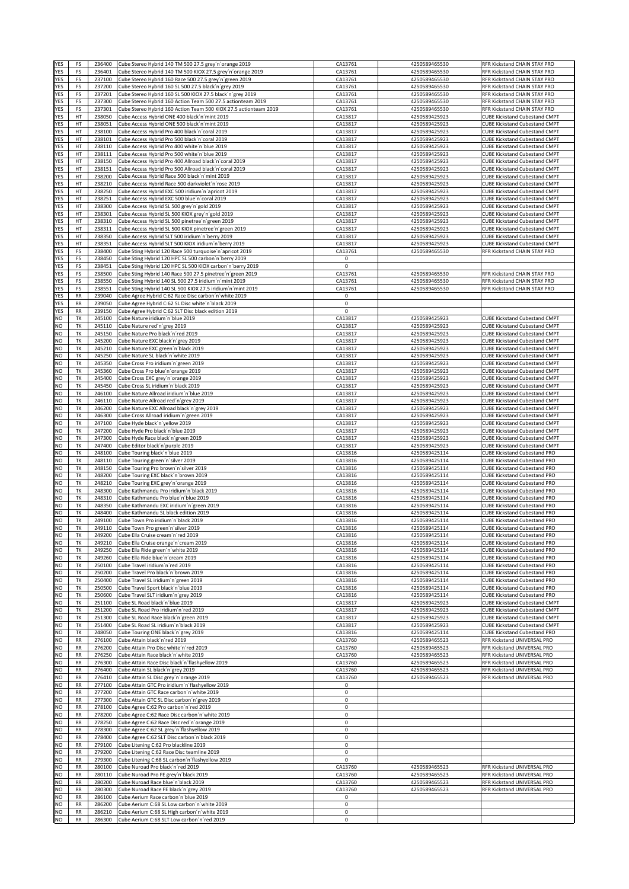| YES | FS | 236400 | Cube Stereo Hybrid 140 TM 500 27.5 grey´n´orange 2019 | CA13761 | 4250589465530 | RFR Kickstand CHAIN STAY PRO |
|---|---|---|---|---|---|---|
| YES | FS | 236401 | Cube Stereo Hybrid 140 TM 500 KIOX 27.5 grey´n´orange 2019 | CA13761 | 4250589465530 | RFR Kickstand CHAIN STAY PRO |
| YES | FS | 237100 | Cube Stereo Hybrid 160 Race 500 27.5 grey´n´green 2019 | CA13761 | 4250589465530 | RFR Kickstand CHAIN STAY PRO |
| YES | FS | 237200 | Cube Stereo Hybrid 160 SL 500 27.5 black´n´grey 2019 | CA13761 | 4250589465530 | RFR Kickstand CHAIN STAY PRO |
| YES | FS | 237201 | Cube Stereo Hybrid 160 SL 500 KIOX 27.5 black´n´grey 2019 | CA13761 | 4250589465530 | RFR Kickstand CHAIN STAY PRO |
| YES | FS | 237300 | Cube Stereo Hybrid 160 Action Team 500 27.5 actionteam 2019 | CA13761 | 4250589465530 | RFR Kickstand CHAIN STAY PRO |
| YES | FS | 237301 | Cube Stereo Hybrid 160 Action Team 500 KIOX 27.5 actionteam 2019 | CA13761 | 4250589465530 | RFR Kickstand CHAIN STAY PRO |
| YES | HT | 238050 | Cube Access Hybrid ONE 400 black´n´mint 2019 | CA13817 | 4250589425923 | CUBE Kickstand Cubestand CMPT |
| YES | HT | 238051 | Cube Access Hybrid ONE 500 black´n´mint 2019 | CA13817 | 4250589425923 | CUBE Kickstand Cubestand CMPT |
| YES | HT | 238100 | Cube Access Hybrid Pro 400 black´n´coral 2019 | CA13817 | 4250589425923 | CUBE Kickstand Cubestand CMPT |
| YES | HT | 238101 | Cube Access Hybrid Pro 500 black´n´coral 2019 | CA13817 | 4250589425923 | CUBE Kickstand Cubestand CMPT |
| YES | HT | 238110 | Cube Access Hybrid Pro 400 white´n´blue 2019 | CA13817 | 4250589425923 | CUBE Kickstand Cubestand CMPT |
| YES | HT | 238111 | Cube Access Hybrid Pro 500 white´n´blue 2019 | CA13817 | 4250589425923 | CUBE Kickstand Cubestand CMPT |
| YES | HT | 238150 | Cube Access Hybrid Pro 400 Allroad black´n´coral 2019 | CA13817 | 4250589425923 | CUBE Kickstand Cubestand CMPT |
| YES | HT | 238151 | Cube Access Hybrid Pro 500 Allroad black´n´coral 2019 | CA13817 | 4250589425923 | CUBE Kickstand Cubestand CMPT |
| YES | HT | 238200 | Cube Access Hybrid Race 500 black´n´mint 2019 | CA13817 | 4250589425923 | CUBE Kickstand Cubestand CMPT |
| YES | HT | 238210 | Cube Access Hybrid Race 500 darkviolet´n´rose 2019 | CA13817 | 4250589425923 | CUBE Kickstand Cubestand CMPT |
| YES | HT | 238250 | Cube Access Hybrid EXC 500 iridium´n´apricot 2019 | CA13817 | 4250589425923 | CUBE Kickstand Cubestand CMPT |
| YES | HT | 238251 | Cube Access Hybrid EXC 500 blue´n´coral 2019 | CA13817 | 4250589425923 | CUBE Kickstand Cubestand CMPT |
| YES | HT | 238300 | Cube Access Hybrid SL 500 grey´n´gold 2019 | CA13817 | 4250589425923 | CUBE Kickstand Cubestand CMPT |
| YES | HT | 238301 | Cube Access Hybrid SL 500 KIOX grey´n´gold 2019 | CA13817 | 4250589425923 | CUBE Kickstand Cubestand CMPT |
| YES | HT | 238310 | Cube Access Hybrid SL 500 pinetree´n´green 2019 | CA13817 | 4250589425923 | CUBE Kickstand Cubestand CMPT |
| YES | HT | 238311 | Cube Access Hybrid SL 500 KIOX pinetree´n´green 2019 | CA13817 | 4250589425923 | CUBE Kickstand Cubestand CMPT |
| YES | HT | 238350 | Cube Access Hybrid SLT 500 iridium´n´berry 2019 | CA13817 | 4250589425923 | CUBE Kickstand Cubestand CMPT |
| YES | HT | 238351 | Cube Access Hybrid SLT 500 KIOX iridium´n´berry 2019 | CA13817 | 4250589425923 | CUBE Kickstand Cubestand CMPT |
| YES | FS | 238400 | Cube Sting Hybrid 120 Race 500 turquoise´n´apricot 2019 | CA13761 | 4250589465530 | RFR Kickstand CHAIN STAY PRO |
| YES | FS | 238450 | Cube Sting Hybrid 120 HPC SL 500 carbon´n´berry 2019 | 0 | | |
| YES | FS | 238451 | Cube Sting Hybrid 120 HPC SL 500 KIOX carbon´n´berry 2019 | 0 | | |
| YES | FS | 238500 | Cube Sting Hybrid 140 Race 500 27.5 pinetree´n´green 2019 | CA13761 | 4250589465530 | RFR Kickstand CHAIN STAY PRO |
| YES | FS | 238550 | Cube Sting Hybrid 140 SL 500 27.5 iridium´n´mint 2019 | CA13761 | 4250589465530 | RFR Kickstand CHAIN STAY PRO |
| YES | FS | 238551 | Cube Sting Hybrid 140 SL 500 KIOX 27.5 iridium´n´mint 2019 | CA13761 | 4250589465530 | RFR Kickstand CHAIN STAY PRO |
| YES | RR | 239040 | Cube Agree Hybrid C:62 Race Disc carbon´n´white 2019 | 0 | | |
| YES | RR | 239050 | Cube Agree Hybrid C:62 SL Disc white´n´black 2019 | 0 | | |
| YES | RR | 239150 | Cube Agree Hybrid C:62 SLT Disc black edition 2019 | 0 | | |
| NO | TK | 245100 | Cube Nature iridium´n´blue 2019 | CA13817 | 4250589425923 | CUBE Kickstand Cubestand CMPT |
| NO | TK | 245110 | Cube Nature red´n´grey 2019 | CA13817 | 4250589425923 | CUBE Kickstand Cubestand CMPT |
| NO | TK | 245150 | Cube Nature Pro black´n´red 2019 | CA13817 | 4250589425923 | CUBE Kickstand Cubestand CMPT |
| NO | TK | 245200 | Cube Nature EXC black´n´grey 2019 | CA13817 | 4250589425923 | CUBE Kickstand Cubestand CMPT |
| NO | TK | 245210 | Cube Nature EXC green´n´black 2019 | CA13817 | 4250589425923 | CUBE Kickstand Cubestand CMPT |
| NO | TK | 245250 | Cube Nature SL black´n´white 2019 | CA13817 | 4250589425923 | CUBE Kickstand Cubestand CMPT |
| NO | TK | 245350 | Cube Cross Pro iridium´n´green 2019 | CA13817 | 4250589425923 | CUBE Kickstand Cubestand CMPT |
| NO | TK | 245360 | Cube Cross Pro blue´n´orange 2019 | CA13817 | 4250589425923 | CUBE Kickstand Cubestand CMPT |
| NO | TK | 245400 | Cube Cross EXC grey´n´orange 2019 | CA13817 | 4250589425923 | CUBE Kickstand Cubestand CMPT |
| NO | TK | 245450 | Cube Cross SL iridium´n´black 2019 | CA13817 | 4250589425923 | CUBE Kickstand Cubestand CMPT |
| NO | TK | 246100 | Cube Nature Allroad iridium´n´blue 2019 | CA13817 | 4250589425923 | CUBE Kickstand Cubestand CMPT |
| NO | TK | 246110 | Cube Nature Allroad red´n´grey 2019 | CA13817 | 4250589425923 | CUBE Kickstand Cubestand CMPT |
| NO | TK | 246200 | Cube Nature EXC Allroad black´n´grey 2019 | CA13817 | 4250589425923 | CUBE Kickstand Cubestand CMPT |
| NO | TK | 246300 | Cube Cross Allroad iridium´n´green 2019 | CA13817 | 4250589425923 | CUBE Kickstand Cubestand CMPT |
| NO | TK | 247100 | Cube Hyde black´n´yellow 2019 | CA13817 | 4250589425923 | CUBE Kickstand Cubestand CMPT |
| NO | TK | 247200 | Cube Hyde Pro black´n´blue 2019 | CA13817 | 4250589425923 | CUBE Kickstand Cubestand CMPT |
| NO | TK | 247300 | Cube Hyde Race black´n´green 2019 | CA13817 | 4250589425923 | CUBE Kickstand Cubestand CMPT |
| NO | TK | 247400 | Cube Editor black´n´purple 2019 | CA13817 | 4250589425923 | CUBE Kickstand Cubestand CMPT |
| NO | TK | 248100 | Cube Touring black´n´blue 2019 | CA13816 | 4250589425114 | CUBE Kickstand Cubestand PRO |
| NO | TK | 248110 | Cube Touring green´n´silver 2019 | CA13816 | 4250589425114 | CUBE Kickstand Cubestand PRO |
| NO | TK | 248150 | Cube Touring Pro brown´n´silver 2019 | CA13816 | 4250589425114 | CUBE Kickstand Cubestand PRO |
| NO | TK | 248200 | Cube Touring EXC black´n´brown 2019 | CA13816 | 4250589425114 | CUBE Kickstand Cubestand PRO |
| NO | TK | 248210 | Cube Touring EXC grey´n´orange 2019 | CA13816 | 4250589425114 | CUBE Kickstand Cubestand PRO |
| NO | TK | 248300 | Cube Kathmandu Pro iridium´n´black 2019 | CA13816 | 4250589425114 | CUBE Kickstand Cubestand PRO |
| NO | TK | 248310 | Cube Kathmandu Pro blue´n´blue 2019 | CA13816 | 4250589425114 | CUBE Kickstand Cubestand PRO |
| NO | TK | 248350 | Cube Kathmandu EXC iridium´n´green 2019 | CA13816 | 4250589425114 | CUBE Kickstand Cubestand PRO |
| NO | TK | 248400 | Cube Kathmandu SL black edition 2019 | CA13816 | 4250589425114 | CUBE Kickstand Cubestand PRO |
| NO | TK | 249100 | Cube Town Pro iridium´n´black 2019 | CA13816 | 4250589425114 | CUBE Kickstand Cubestand PRO |
| NO | TK | 249110 | Cube Town Pro green´n´silver 2019 | CA13816 | 4250589425114 | CUBE Kickstand Cubestand PRO |
| NO | TK | 249200 | Cube Ella Cruise cream´n´red 2019 | CA13816 | 4250589425114 | CUBE Kickstand Cubestand PRO |
| NO | TK | 249210 | Cube Ella Cruise orange´n´cream 2019 | CA13816 | 4250589425114 | CUBE Kickstand Cubestand PRO |
| NO | TK | 249250 | Cube Ella Ride green´n´white 2019 | CA13816 | 4250589425114 | CUBE Kickstand Cubestand PRO |
| NO | TK | 249260 | Cube Ella Ride blue´n´cream 2019 | CA13816 | 4250589425114 | CUBE Kickstand Cubestand PRO |
| NO | TK | 250100 | Cube Travel iridium´n´red 2019 | CA13816 | 4250589425114 | CUBE Kickstand Cubestand PRO |
| NO | TK | 250200 | Cube Travel Pro black´n´brown 2019 | CA13816 | 4250589425114 | CUBE Kickstand Cubestand PRO |
| NO | TK | 250400 | Cube Travel SL iridium´n´green 2019 | CA13816 | 4250589425114 | CUBE Kickstand Cubestand PRO |
| NO | TK | 250500 | Cube Travel Sport black´n´blue 2019 | CA13816 | 4250589425114 | CUBE Kickstand Cubestand PRO |
| NO | TK | 250600 | Cube Travel SLT iridium´n´grey 2019 | CA13816 | 4250589425114 | CUBE Kickstand Cubestand PRO |
| NO | TK | 251100 | Cube SL Road black´n´blue 2019 | CA13817 | 4250589425923 | CUBE Kickstand Cubestand CMPT |
| NO | TK | 251200 | Cube SL Road Pro iridium´n´red 2019 | CA13817 | 4250589425923 | CUBE Kickstand Cubestand CMPT |
| NO | TK | 251300 | Cube SL Road Race black´n´green 2019 | CA13817 | 4250589425923 | CUBE Kickstand Cubestand CMPT |
| NO | TK | 251400 | Cube SL Road SL iridium´n´black 2019 | CA13817 | 4250589425923 | CUBE Kickstand Cubestand CMPT |
| NO | TK | 248050 | Cube Touring ONE black´n´grey 2019 | CA13816 | 4250589425114 | CUBE Kickstand Cubestand PRO |
| NO | RR | 276100 | Cube Attain black´n´red 2019 | CA13760 | 4250589465523 | RFR Kickstand UNIVERSAL PRO |
| NO | RR | 276200 | Cube Attain Pro Disc white´n´red 2019 | CA13760 | 4250589465523 | RFR Kickstand UNIVERSAL PRO |
| NO | RR | 276250 | Cube Attain Race black´n´white 2019 | CA13760 | 4250589465523 | RFR Kickstand UNIVERSAL PRO |
| NO | RR | 276300 | Cube Attain Race Disc black´n´flashyellow 2019 | CA13760 | 4250589465523 | RFR Kickstand UNIVERSAL PRO |
| NO | RR | 276400 | Cube Attain SL black´n´grey 2019 | CA13760 | 4250589465523 | RFR Kickstand UNIVERSAL PRO |
| NO | RR | 276410 | Cube Attain SL Disc grey´n´orange 2019 | CA13760 | 4250589465523 | RFR Kickstand UNIVERSAL PRO |
| NO | RR | 277100 | Cube Attain GTC Pro iridium´n´flashyellow 2019 | 0 | | |
| NO | RR | 277200 | Cube Attain GTC Race carbon´n´white 2019 | 0 | | |
| NO | RR | 277300 | Cube Attain GTC SL Disc carbon´n´grey 2019 | 0 | | |
| NO | RR | 278100 | Cube Agree C:62 Pro carbon´n´red 2019 | 0 | | |
| NO | RR | 278200 | Cube Agree C:62 Race Disc carbon´n´white 2019 | 0 | | |
| NO | RR | 278250 | Cube Agree C:62 Race Disc red´n´orange 2019 | 0 | | |
| NO | RR | 278300 | Cube Agree C:62 SL grey´n´flashyellow 2019 | 0 | | |
| NO | RR | 278400 | Cube Agree C:62 SLT Disc carbon´n´black 2019 | 0 | | |
| NO | RR | 279100 | Cube Litening C:62 Pro blackline 2019 | 0 | | |
| NO | RR | 279200 | Cube Litening C:62 Race Disc teamline 2019 | 0 | | |
| NO | RR | 279300 | Cube Litening C:68 SL carbon´n´flashyellow 2019 | 0 | | |
| NO | RR | 280100 | Cube Nuroad Pro black´n´red 2019 | CA13760 | 4250589465523 | RFR Kickstand UNIVERSAL PRO |
| NO | RR | 280110 | Cube Nuroad Pro FE grey´n´black 2019 | CA13760 | 4250589465523 | RFR Kickstand UNIVERSAL PRO |
| NO | RR | 280200 | Cube Nuroad Race blue´n´black 2019 | CA13760 | 4250589465523 | RFR Kickstand UNIVERSAL PRO |
| NO | RR | 280300 | Cube Nuroad Race FE black´n´grey 2019 | CA13760 | 4250589465523 | RFR Kickstand UNIVERSAL PRO |
| NO | RR | 286100 | Cube Aerium Race carbon´n´blue 2019 | 0 | | |
| NO | RR | 286200 | Cube Aerium C:68 SL Low carbon´n´white 2019 | 0 | | |
| NO | RR | 286210 | Cube Aerium C:68 SL High carbon´n´white 2019 | 0 | | |
| NO | RR | 286300 | Cube Aerium C:68 SLT Low carbon´n´red 2019 | 0 | | |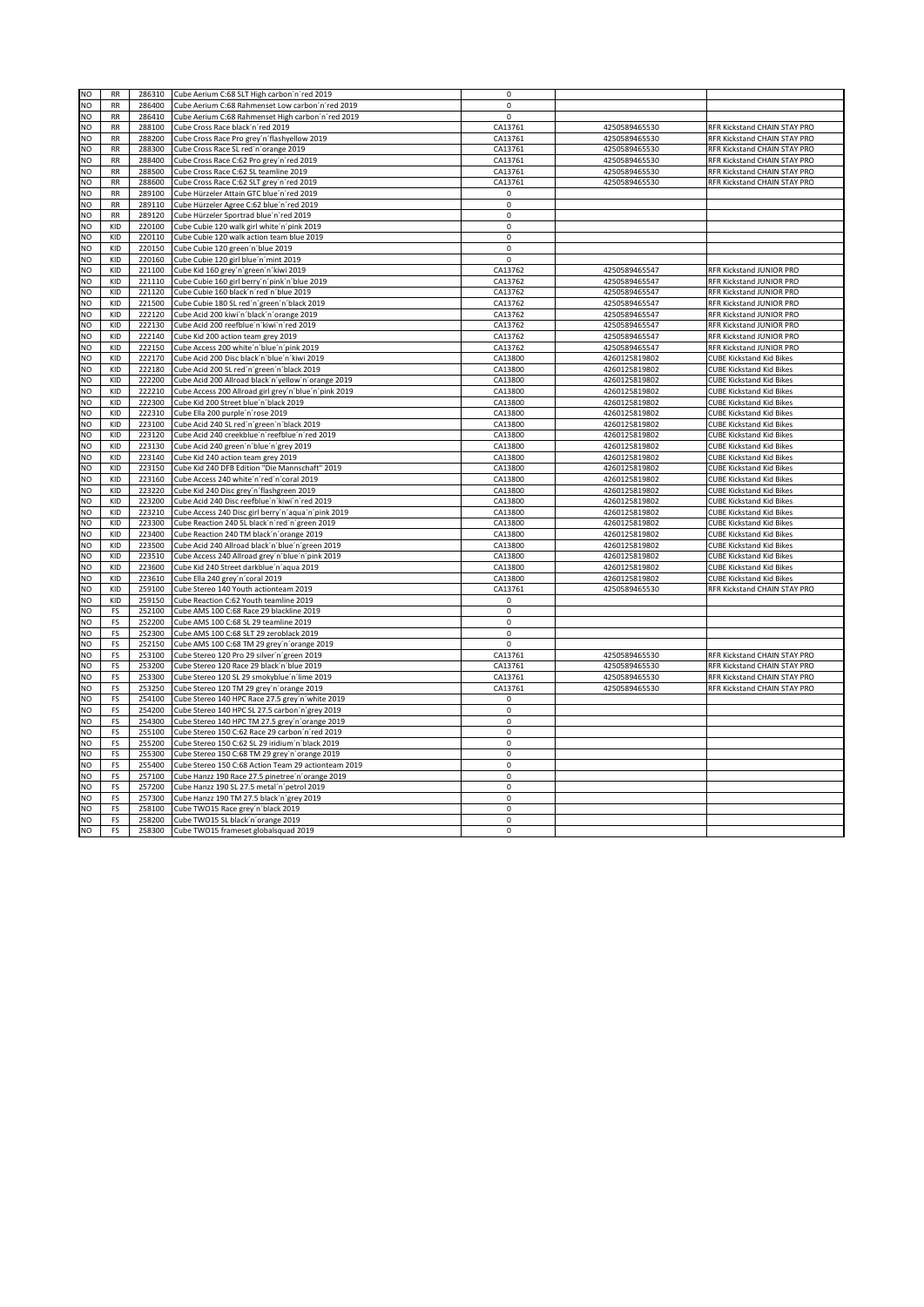| | | | | | | |
|---|---|---|---|---|---|---|
| NO | RR | 286310 | Cube Aerium C:68 SLT High carbon´n´red 2019 | 0 | | |
| NO | RR | 286400 | Cube Aerium C:68 Rahmenset Low carbon´n´red 2019 | 0 | | |
| NO | RR | 286410 | Cube Aerium C:68 Rahmenset High carbon´n´red 2019 | 0 | | |
| NO | RR | 288100 | Cube Cross Race black´n´red 2019 | CA13761 | 4250589465530 | RFR Kickstand CHAIN STAY PRO |
| NO | RR | 288200 | Cube Cross Race Pro grey´n´flashyellow 2019 | CA13761 | 4250589465530 | RFR Kickstand CHAIN STAY PRO |
| NO | RR | 288300 | Cube Cross Race SL red´n´orange 2019 | CA13761 | 4250589465530 | RFR Kickstand CHAIN STAY PRO |
| NO | RR | 288400 | Cube Cross Race C:62 Pro grey´n´red 2019 | CA13761 | 4250589465530 | RFR Kickstand CHAIN STAY PRO |
| NO | RR | 288500 | Cube Cross Race C:62 SL teamline 2019 | CA13761 | 4250589465530 | RFR Kickstand CHAIN STAY PRO |
| NO | RR | 288600 | Cube Cross Race C:62 SLT grey´n´red 2019 | CA13761 | 4250589465530 | RFR Kickstand CHAIN STAY PRO |
| NO | RR | 289100 | Cube Hürzeler Attain GTC blue´n´red 2019 | 0 | | |
| NO | RR | 289110 | Cube Hürzeler Agree C:62 blue´n´red 2019 | 0 | | |
| NO | RR | 289120 | Cube Hürzeler Sportrad blue´n´red 2019 | 0 | | |
| NO | KID | 220100 | Cube Cubie 120 walk girl white´n´pink 2019 | 0 | | |
| NO | KID | 220110 | Cube Cubie 120 walk action team blue 2019 | 0 | | |
| NO | KID | 220150 | Cube Cubie 120 green´n´blue 2019 | 0 | | |
| NO | KID | 220160 | Cube Cubie 120 girl blue´n´mint 2019 | 0 | | |
| NO | KID | 221100 | Cube Kid 160 grey´n´green´n´kiwi 2019 | CA13762 | 4250589465547 | RFR Kickstand JUNIOR PRO |
| NO | KID | 221110 | Cube Cubie 160 girl berry´n´pink´n´blue 2019 | CA13762 | 4250589465547 | RFR Kickstand JUNIOR PRO |
| NO | KID | 221120 | Cube Cubie 160 black´n´red´n´blue 2019 | CA13762 | 4250589465547 | RFR Kickstand JUNIOR PRO |
| NO | KID | 221500 | Cube Cubie 180 SL red´n´green´n´black 2019 | CA13762 | 4250589465547 | RFR Kickstand JUNIOR PRO |
| NO | KID | 222120 | Cube Acid 200 kiwi´n´black´n´orange 2019 | CA13762 | 4250589465547 | RFR Kickstand JUNIOR PRO |
| NO | KID | 222130 | Cube Acid 200 reefblue´n´kiwi´n´red 2019 | CA13762 | 4250589465547 | RFR Kickstand JUNIOR PRO |
| NO | KID | 222140 | Cube Kid 200 action team grey 2019 | CA13762 | 4250589465547 | RFR Kickstand JUNIOR PRO |
| NO | KID | 222150 | Cube Access 200 white´n´blue´n´pink 2019 | CA13762 | 4250589465547 | RFR Kickstand JUNIOR PRO |
| NO | KID | 222170 | Cube Acid 200 Disc black´n´blue´n´kiwi 2019 | CA13800 | 4260125819802 | CUBE Kickstand Kid Bikes |
| NO | KID | 222180 | Cube Acid 200 SL red´n´green´n´black 2019 | CA13800 | 4260125819802 | CUBE Kickstand Kid Bikes |
| NO | KID | 222200 | Cube Acid 200 Allroad black´n´yellow´n´orange 2019 | CA13800 | 4260125819802 | CUBE Kickstand Kid Bikes |
| NO | KID | 222210 | Cube Access 200 Allroad girl grey´n´blue´n´pink 2019 | CA13800 | 4260125819802 | CUBE Kickstand Kid Bikes |
| NO | KID | 222300 | Cube Kid 200 Street blue´n´black 2019 | CA13800 | 4260125819802 | CUBE Kickstand Kid Bikes |
| NO | KID | 222310 | Cube Ella 200 purple´n´rose 2019 | CA13800 | 4260125819802 | CUBE Kickstand Kid Bikes |
| NO | KID | 223100 | Cube Acid 240 SL red´n´green´n´black 2019 | CA13800 | 4260125819802 | CUBE Kickstand Kid Bikes |
| NO | KID | 223120 | Cube Acid 240 creekblue´n´reefblue´n´red 2019 | CA13800 | 4260125819802 | CUBE Kickstand Kid Bikes |
| NO | KID | 223130 | Cube Acid 240 green´n´blue´n´grey 2019 | CA13800 | 4260125819802 | CUBE Kickstand Kid Bikes |
| NO | KID | 223140 | Cube Kid 240 action team grey 2019 | CA13800 | 4260125819802 | CUBE Kickstand Kid Bikes |
| NO | KID | 223150 | Cube Kid 240 DFB Edition "Die Mannschaft" 2019 | CA13800 | 4260125819802 | CUBE Kickstand Kid Bikes |
| NO | KID | 223160 | Cube Access 240 white´n´red´n´coral 2019 | CA13800 | 4260125819802 | CUBE Kickstand Kid Bikes |
| NO | KID | 223220 | Cube Kid 240 Disc grey´n´flashgreen 2019 | CA13800 | 4260125819802 | CUBE Kickstand Kid Bikes |
| NO | KID | 223200 | Cube Acid 240 Disc reefblue´n´kiwi´n´red 2019 | CA13800 | 4260125819802 | CUBE Kickstand Kid Bikes |
| NO | KID | 223210 | Cube Access 240 Disc girl berry´n´aqua´n´pink 2019 | CA13800 | 4260125819802 | CUBE Kickstand Kid Bikes |
| NO | KID | 223300 | Cube Reaction 240 SL black´n´red´n´green 2019 | CA13800 | 4260125819802 | CUBE Kickstand Kid Bikes |
| NO | KID | 223400 | Cube Reaction 240 TM black´n´orange 2019 | CA13800 | 4260125819802 | CUBE Kickstand Kid Bikes |
| NO | KID | 223500 | Cube Acid 240 Allroad black´n´blue´n´green 2019 | CA13800 | 4260125819802 | CUBE Kickstand Kid Bikes |
| NO | KID | 223510 | Cube Access 240 Allroad grey´n´blue´n´pink 2019 | CA13800 | 4260125819802 | CUBE Kickstand Kid Bikes |
| NO | KID | 223600 | Cube Kid 240 Street darkblue´n´aqua 2019 | CA13800 | 4260125819802 | CUBE Kickstand Kid Bikes |
| NO | KID | 223610 | Cube Ella 240 grey´n´coral 2019 | CA13800 | 4260125819802 | CUBE Kickstand Kid Bikes |
| NO | KID | 259100 | Cube Stereo 140 Youth actionteam 2019 | CA13761 | 4250589465530 | RFR Kickstand CHAIN STAY PRO |
| NO | KID | 259150 | Cube Reaction C:62 Youth teamline 2019 | 0 | | |
| NO | FS | 252100 | Cube AMS 100 C:68 Race 29 blackline 2019 | 0 | | |
| NO | FS | 252200 | Cube AMS 100 C:68 SL 29 teamline 2019 | 0 | | |
| NO | FS | 252300 | Cube AMS 100 C:68 SLT 29 zeroblack 2019 | 0 | | |
| NO | FS | 252150 | Cube AMS 100 C:68 TM 29 grey´n´orange 2019 | 0 | | |
| NO | FS | 253100 | Cube Stereo 120 Pro 29 silver´n´green 2019 | CA13761 | 4250589465530 | RFR Kickstand CHAIN STAY PRO |
| NO | FS | 253200 | Cube Stereo 120 Race 29 black´n´blue 2019 | CA13761 | 4250589465530 | RFR Kickstand CHAIN STAY PRO |
| NO | FS | 253300 | Cube Stereo 120 SL 29 smokyblue´n´lime 2019 | CA13761 | 4250589465530 | RFR Kickstand CHAIN STAY PRO |
| NO | FS | 253250 | Cube Stereo 120 TM 29 grey´n´orange 2019 | CA13761 | 4250589465530 | RFR Kickstand CHAIN STAY PRO |
| NO | FS | 254100 | Cube Stereo 140 HPC Race 27.5 grey´n´white 2019 | 0 | | |
| NO | FS | 254200 | Cube Stereo 140 HPC SL 27.5 carbon´n´grey 2019 | 0 | | |
| NO | FS | 254300 | Cube Stereo 140 HPC TM 27.5 grey´n´orange 2019 | 0 | | |
| NO | FS | 255100 | Cube Stereo 150 C:62 Race 29 carbon´n´red 2019 | 0 | | |
| NO | FS | 255200 | Cube Stereo 150 C:62 SL 29 iridium´n´black 2019 | 0 | | |
| NO | FS | 255300 | Cube Stereo 150 C:68 TM 29 grey´n´orange 2019 | 0 | | |
| NO | FS | 255400 | Cube Stereo 150 C:68 Action Team 29 actionteam 2019 | 0 | | |
| NO | FS | 257100 | Cube Hanzz 190 Race 27.5 pinetree´n´orange 2019 | 0 | | |
| NO | FS | 257200 | Cube Hanzz 190 SL 27.5 metal´n´petrol 2019 | 0 | | |
| NO | FS | 257300 | Cube Hanzz 190 TM 27.5 black´n´grey 2019 | 0 | | |
| NO | FS | 258100 | Cube TWO15 Race grey´n´black 2019 | 0 | | |
| NO | FS | 258200 | Cube TWO15 SL black´n´orange 2019 | 0 | | |
| NO | FS | 258300 | Cube TWO15 frameset globalsquad 2019 | 0 | | |